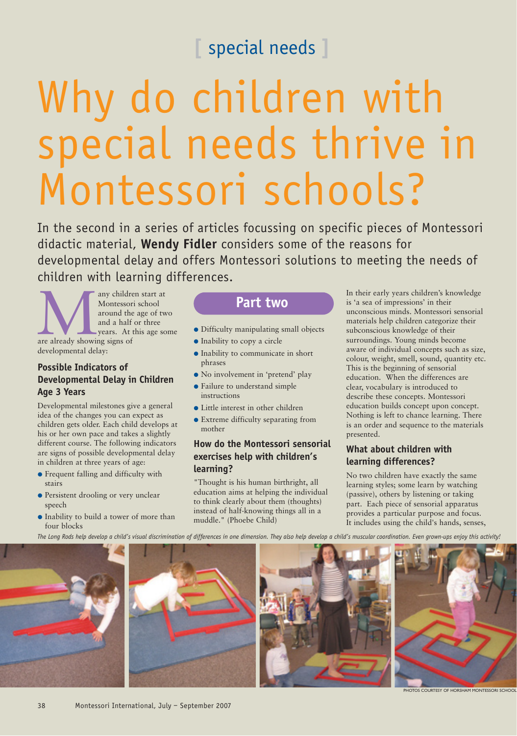[ special needs ]

# Why do children with special needs thrive in Montessori schools?

In the second in a series of articles focussing on specific pieces of Montessori didactic material, **Wendy Fidler** considers some of the reasons for developmental delay and offers Montessori solutions to meeting the needs of children with learning differences.

## Part two

Many children start at Montessori school around the age of two and a half or three years. At this age some are already showing signs of developmental delay:

### Possible Indicators of Developmental Delay in Children Age 3 Years

Developmental milestones give a general idea of the changes you can expect as children gets older. Each child develops at his or her own pace and takes a slightly different course. The following indicators are signs of possible developmental delay in children at three years of age:

- Frequent falling and difficulty with stairs
- Persistent drooling or very unclear speech
- Inability to build a tower of more than four blocks
- Difficulty manipulating small objects
- Inability to copy a circle
- Inability to communicate in short phrases
- No involvement in 'pretend' play
- Failure to understand simple instructions
- Little interest in other children
- Extreme difficulty separating from mother

### How do the Montessori sensorial exercises help with children's learning?

"Thought is his human birthright, all education aims at helping the individual to think clearly about them (thoughts) instead of half-knowing things all in a muddle." (Phoebe Child)

In their early years children's knowledge is 'a sea of impressions' in their unconscious minds. Montessori sensorial materials help children categorize their subconscious knowledge of their surroundings. Young minds become aware of individual concepts such as size, colour, weight, smell, sound, quantity etc. This is the beginning of sensorial education. When the differences are clear, vocabulary is introduced to describe these concepts. Montessori education builds concept upon concept. Nothing is left to chance learning. There is an order and sequence to the materials presented.

### What about children with learning differences?

No two children have exactly the same learning styles; some learn by watching (passive), others by listening or taking part. Each piece of sensorial apparatus provides a particular purpose and focus. It includes using the child's hands, senses,

*The Long Rods help develop a child's visual discrimination of differences in one dimension. They also help develop a child's muscular coordination. Even grown-ups enjoy this activity!*

PHOTOS COURTESY OF HORSHAM MONTESSORI SCHOOL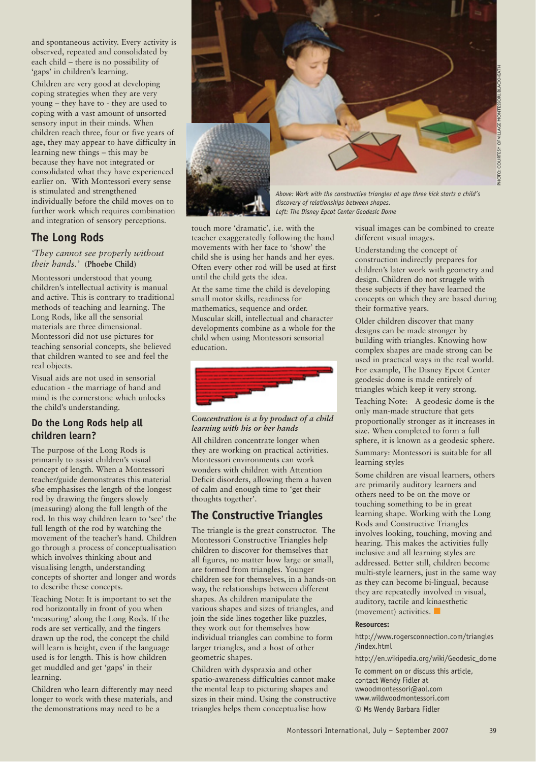and spontaneous activity. Every activity is observed, repeated and consolidated by each child – there is no possibility of 'gaps' in children's learning.

Children are very good at developing coping strategies when they are very young – they have to - they are used to coping with a vast amount of unsorted sensory input in their minds. When children reach three, four or five years of age, they may appear to have difficulty in learning new things – this may be because they have not integrated or consolidated what they have experienced earlier on. With Montessori every sense is stimulated and strengthened individually before the child moves on to further work which requires combination and integration of sensory perceptions.

## The Long Rods

*'They cannot see properly without their hands.'* **(Phoebe Child)**

Montessori understood that young children's intellectual activity is manual and active. This is contrary to traditional methods of teaching and learning. The Long Rods, like all the sensorial materials are three dimensional. Montessori did not use pictures for teaching sensorial concepts, she believed that children wanted to see and feel the real objects.

Visual aids are not used in sensorial education - the marriage of hand and mind is the cornerstone which unlocks the child's understanding.

### Do the Long Rods help all children learn?

The purpose of the Long Rods is primarily to assist children's visual concept of length. When a Montessori teacher/guide demonstrates this material s/he emphasises the length of the longest rod by drawing the fingers slowly (measuring) along the full length of the rod. In this way children learn to 'see' the full length of the rod by watching the movement of the teacher's hand. Children go through a process of conceptualisation which involves thinking about and visualising length, understanding concepts of shorter and longer and words to describe these concepts.

Teaching Note: It is important to set the rod horizontally in front of you when 'measuring' along the Long Rods. If the rods are set vertically, and the fingers drawn up the rod, the concept the child will learn is height, even if the language used is for length. This is how children get muddled and get 'gaps' in their learning.

Children who learn differently may need longer to work with these materials, and the demonstrations may need to be a touch more 'dramatic', i.e. with the teacher exaggeratedly following the hand movements with her face to 'show' the child she is using her hands and her eyes. Often every other rod will be used at first until the child gets the idea.

At the same time the child is developing small motor skills, readiness for mathematics, sequence and order. Muscular skill, intellectual and character developments combine as a whole for the child when using Montessori sensorial education.

*Concentration is a by product of a child learning with his or her hands*

All children concentrate longer when they are working on practical activities. Montessori environments can work wonders with children with Attention Deficit disorders, allowing them a haven of calm and enough time to 'get their thoughts together'.

## The Constructive Triangles

*Above: Work with the constructive triangles at age three kick starts a child's discovery of relationships between shapes.*
*Left: The Disney Epcot Center Geodesic Dome*

PHOTO: COURTESY OF VILLAGE MONTESSORI, BLACKHEATH

The triangle is the great constructor. The Montessori Constructive Triangles help children to discover for themselves that all figures, no matter how large or small, are formed from triangles. Younger children see for themselves, in a hands-on way, the relationships between different shapes. As children manipulate the various shapes and sizes of triangles, and join the side lines together like puzzles, they work out for themselves how individual triangles can combine to form larger triangles, and a host of other geometric shapes.

Children with dyspraxia and other spatio-awareness difficulties cannot make the mental leap to picturing shapes and sizes in their mind. Using the constructive triangles helps them conceptualise how visual images can be combined to create different visual images.

Understanding the concept of construction indirectly prepares for children's later work with geometry and design. Children do not struggle with these subjects if they have learned the concepts on which they are based during their formative years.

Older children discover that many designs can be made stronger by building with triangles. Knowing how complex shapes are made strong can be used in practical ways in the real world. For example, The Disney Epcot Center geodesic dome is made entirely of triangles which keep it very strong.

Teaching Note: A geodesic dome is the only man-made structure that gets proportionally stronger as it increases in size. When completed to form a full sphere, it is known as a geodesic sphere.

Summary: Montessori is suitable for all learning styles

Some children are visual learners, others are primarily auditory learners and others need to be on the move or touching something to be in great learning shape. Working with the Long Rods and Constructive Triangles involves looking, touching, moving and hearing. This makes the activities fully inclusive and all learning styles are addressed. Better still, children become multi-style learners, just in the same way as they can become bi-lingual, because they are repeatedly involved in visual, auditory, tactile and kinaesthetic (movement) activities.

**Resources:**

http://www.rogersconnection.com/triangles/index.html

http://en.wikipedia.org/wiki/Geodesic_dome

To comment on or discuss this article, contact Wendy Fidler at wwoodmontessori@aol.com
www.wildwoodmontessori.com
© Ms Wendy Barbara Fidler